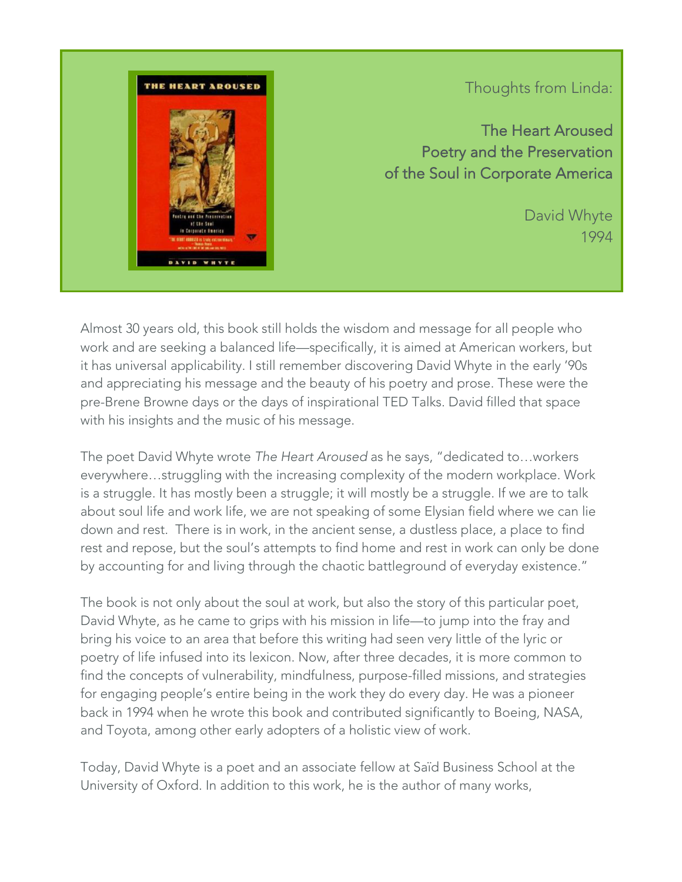Thoughts from Linda:

## The Heart Aroused
## Poetry and the Preservation of the Soul in Corporate America

David Whyte
1994

Almost 30 years old, this book still holds the wisdom and message for all people who work and are seeking a balanced life—specifically, it is aimed at American workers, but it has universal applicability. I still remember discovering David Whyte in the early '90s and appreciating his message and the beauty of his poetry and prose. These were the pre-Brene Browne days or the days of inspirational TED Talks. David filled that space with his insights and the music of his message.

The poet David Whyte wrote *The Heart Aroused* as he says, "dedicated to…workers everywhere…struggling with the increasing complexity of the modern workplace. Work is a struggle. It has mostly been a struggle; it will mostly be a struggle. If we are to talk about soul life and work life, we are not speaking of some Elysian field where we can lie down and rest. There is in work, in the ancient sense, a dustless place, a place to find rest and repose, but the soul's attempts to find home and rest in work can only be done by accounting for and living through the chaotic battleground of everyday existence."

The book is not only about the soul at work, but also the story of this particular poet, David Whyte, as he came to grips with his mission in life—to jump into the fray and bring his voice to an area that before this writing had seen very little of the lyric or poetry of life infused into its lexicon. Now, after three decades, it is more common to find the concepts of vulnerability, mindfulness, purpose-filled missions, and strategies for engaging people's entire being in the work they do every day. He was a pioneer back in 1994 when he wrote this book and contributed significantly to Boeing, NASA, and Toyota, among other early adopters of a holistic view of work.

Today, David Whyte is a poet and an associate fellow at Saïd Business School at the University of Oxford. In addition to this work, he is the author of many works,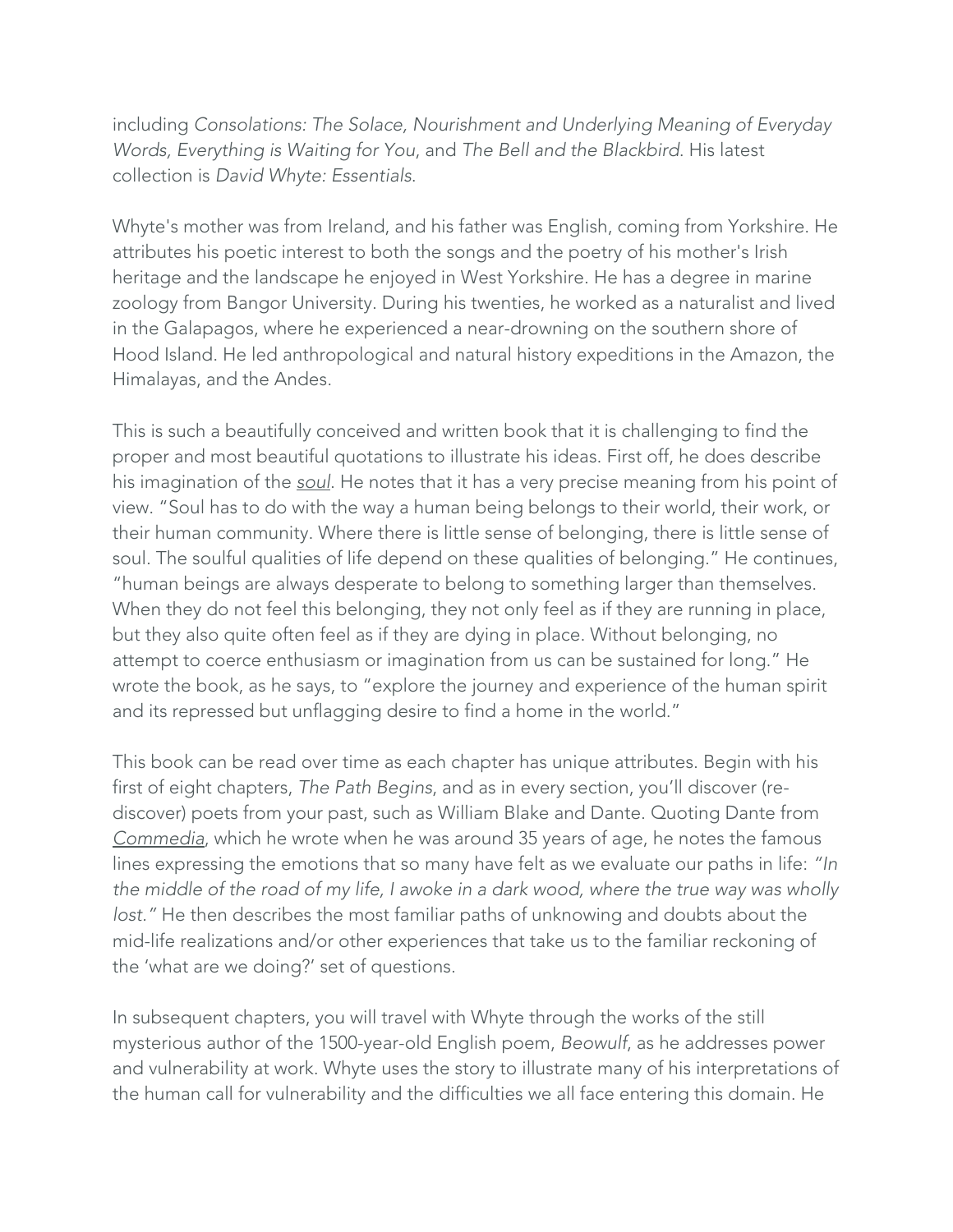including *Consolations: The Solace, Nourishment and Underlying Meaning of Everyday Words, Everything is Waiting for You*, and *The Bell and the Blackbird*. His latest collection is *David Whyte: Essentials*.

Whyte's mother was from Ireland, and his father was English, coming from Yorkshire. He attributes his poetic interest to both the songs and the poetry of his mother's Irish heritage and the landscape he enjoyed in West Yorkshire. He has a degree in marine zoology from Bangor University. During his twenties, he worked as a naturalist and lived in the Galapagos, where he experienced a near-drowning on the southern shore of Hood Island. He led anthropological and natural history expeditions in the Amazon, the Himalayas, and the Andes.

This is such a beautifully conceived and written book that it is challenging to find the proper and most beautiful quotations to illustrate his ideas. First off, he does describe his imagination of the <u>soul</u>. He notes that it has a very precise meaning from his point of view. "Soul has to do with the way a human being belongs to their world, their work, or their human community. Where there is little sense of belonging, there is little sense of soul. The soulful qualities of life depend on these qualities of belonging." He continues, "human beings are always desperate to belong to something larger than themselves. When they do not feel this belonging, they not only feel as if they are running in place, but they also quite often feel as if they are dying in place. Without belonging, no attempt to coerce enthusiasm or imagination from us can be sustained for long." He wrote the book, as he says, to "explore the journey and experience of the human spirit and its repressed but unflagging desire to find a home in the world."

This book can be read over time as each chapter has unique attributes. Begin with his first of eight chapters, *The Path Begins*, and as in every section, you'll discover (re-discover) poets from your past, such as William Blake and Dante. Quoting Dante from <u>*Commedia*</u>, which he wrote when he was around 35 years of age, he notes the famous lines expressing the emotions that so many have felt as we evaluate our paths in life: *"In the middle of the road of my life, I awoke in a dark wood, where the true way was wholly lost."* He then describes the most familiar paths of unknowing and doubts about the mid-life realizations and/or other experiences that take us to the familiar reckoning of the 'what are we doing?' set of questions.

In subsequent chapters, you will travel with Whyte through the works of the still mysterious author of the 1500-year-old English poem, *Beowulf*, as he addresses power and vulnerability at work. Whyte uses the story to illustrate many of his interpretations of the human call for vulnerability and the difficulties we all face entering this domain. He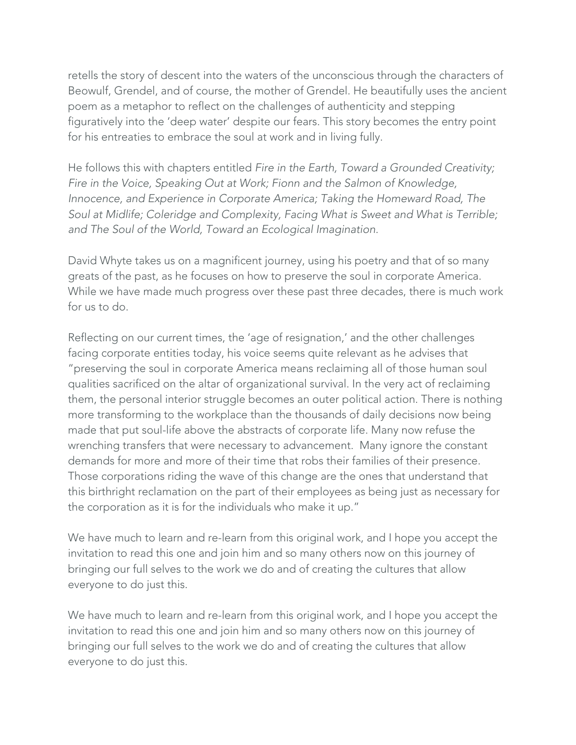retells the story of descent into the waters of the unconscious through the characters of Beowulf, Grendel, and of course, the mother of Grendel. He beautifully uses the ancient poem as a metaphor to reflect on the challenges of authenticity and stepping figuratively into the 'deep water' despite our fears. This story becomes the entry point for his entreaties to embrace the soul at work and in living fully.

He follows this with chapters entitled *Fire in the Earth, Toward a Grounded Creativity; Fire in the Voice, Speaking Out at Work; Fionn and the Salmon of Knowledge, Innocence, and Experience in Corporate America; Taking the Homeward Road, The Soul at Midlife; Coleridge and Complexity, Facing What is Sweet and What is Terrible; and The Soul of the World, Toward an Ecological Imagination.*

David Whyte takes us on a magnificent journey, using his poetry and that of so many greats of the past, as he focuses on how to preserve the soul in corporate America. While we have made much progress over these past three decades, there is much work for us to do.

Reflecting on our current times, the 'age of resignation,' and the other challenges facing corporate entities today, his voice seems quite relevant as he advises that "preserving the soul in corporate America means reclaiming all of those human soul qualities sacrificed on the altar of organizational survival. In the very act of reclaiming them, the personal interior struggle becomes an outer political action. There is nothing more transforming to the workplace than the thousands of daily decisions now being made that put soul-life above the abstracts of corporate life. Many now refuse the wrenching transfers that were necessary to advancement. Many ignore the constant demands for more and more of their time that robs their families of their presence. Those corporations riding the wave of this change are the ones that understand that this birthright reclamation on the part of their employees as being just as necessary for the corporation as it is for the individuals who make it up."

We have much to learn and re-learn from this original work, and I hope you accept the invitation to read this one and join him and so many others now on this journey of bringing our full selves to the work we do and of creating the cultures that allow everyone to do just this.

We have much to learn and re-learn from this original work, and I hope you accept the invitation to read this one and join him and so many others now on this journey of bringing our full selves to the work we do and of creating the cultures that allow everyone to do just this.